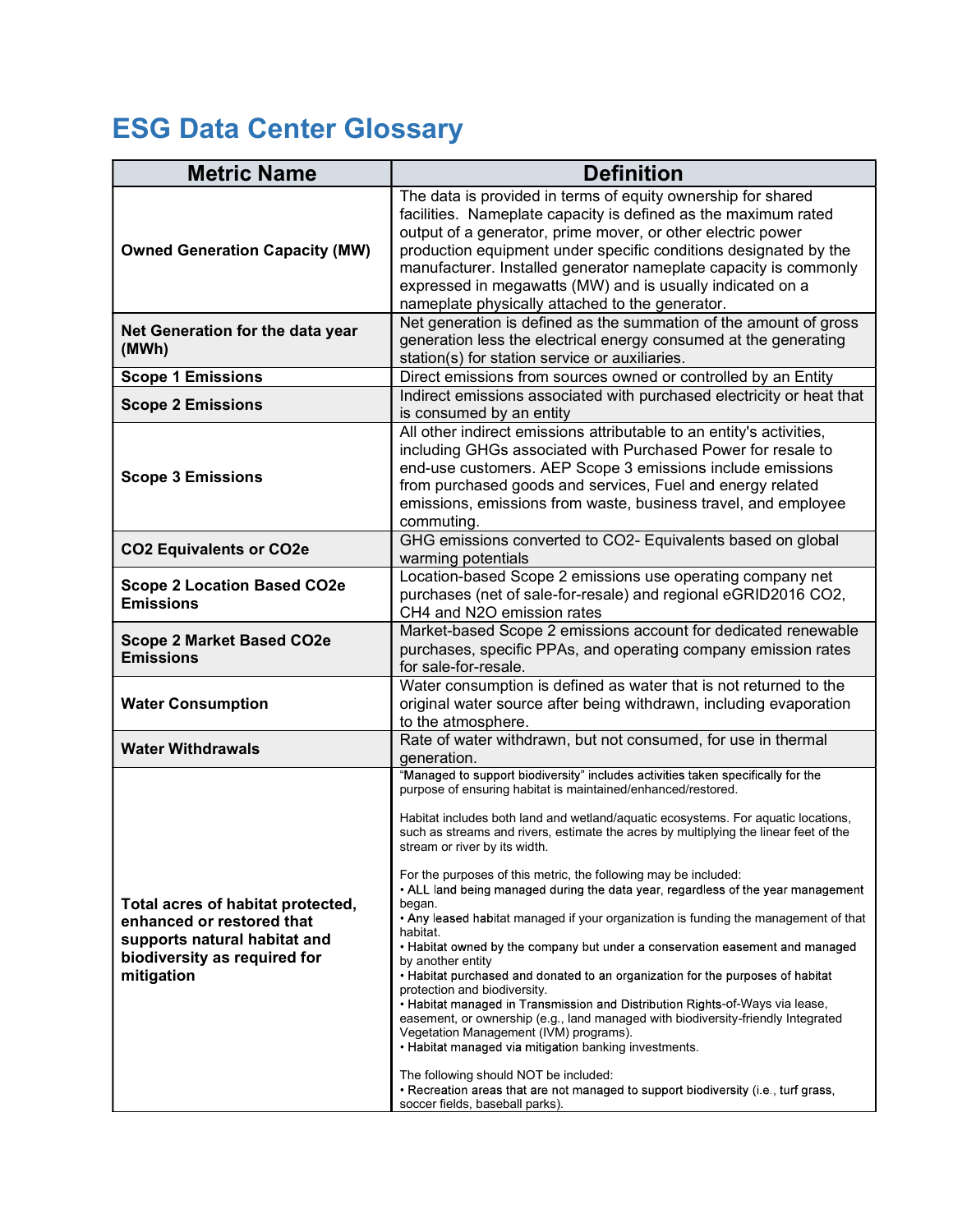# ESG Data Center Glossary

| Metric Name | Definition |
|---|---|
| **Owned Generation Capacity (MW)** | The data is provided in terms of equity ownership for shared facilities. Nameplate capacity is defined as the maximum rated output of a generator, prime mover, or other electric power production equipment under specific conditions designated by the manufacturer. Installed generator nameplate capacity is commonly expressed in megawatts (MW) and is usually indicated on a nameplate physically attached to the generator. |
| **Net Generation for the data year (MWh)** | Net generation is defined as the summation of the amount of gross generation less the electrical energy consumed at the generating station(s) for station service or auxiliaries. |
| **Scope 1 Emissions** | Direct emissions from sources owned or controlled by an Entity |
| **Scope 2 Emissions** | Indirect emissions associated with purchased electricity or heat that is consumed by an entity |
| **Scope 3 Emissions** | All other indirect emissions attributable to an entity's activities, including GHGs associated with Purchased Power for resale to end-use customers. AEP Scope 3 emissions include emissions from purchased goods and services, Fuel and energy related emissions, emissions from waste, business travel, and employee commuting. |
| **CO2 Equivalents or CO2e** | GHG emissions converted to CO2- Equivalents based on global warming potentials |
| **Scope 2 Location Based CO2e Emissions** | Location-based Scope 2 emissions use operating company net purchases (net of sale-for-resale) and regional eGRID2016 CO2, CH4 and N2O emission rates |
| **Scope 2 Market Based CO2e Emissions** | Market-based Scope 2 emissions account for dedicated renewable purchases, specific PPAs, and operating company emission rates for sale-for-resale. |
| **Water Consumption** | Water consumption is defined as water that is not returned to the original water source after being withdrawn, including evaporation to the atmosphere. |
| **Water Withdrawals** | Rate of water withdrawn, but not consumed, for use in thermal generation. |
| **Total acres of habitat protected, enhanced or restored that supports natural habitat and biodiversity as required for mitigation** | "Managed to support biodiversity" includes activities taken specifically for the purpose of ensuring habitat is maintained/enhanced/restored.<br><br>Habitat includes both land and wetland/aquatic ecosystems. For aquatic locations, such as streams and rivers, estimate the acres by multiplying the linear feet of the stream or river by its width.<br><br>For the purposes of this metric, the following may be included:<br>• ALL land being managed during the data year, regardless of the year management began.<br>• Any leased habitat managed if your organization is funding the management of that habitat.<br>• Habitat owned by the company but under a conservation easement and managed by another entity<br>• Habitat purchased and donated to an organization for the purposes of habitat protection and biodiversity.<br>• Habitat managed in Transmission and Distribution Rights-of-Ways via lease, easement, or ownership (e.g., land managed with biodiversity-friendly Integrated Vegetation Management (IVM) programs).<br>• Habitat managed via mitigation banking investments.<br><br>The following should NOT be included:<br>• Recreation areas that are not managed to support biodiversity (i.e., turf grass, soccer fields, baseball parks). |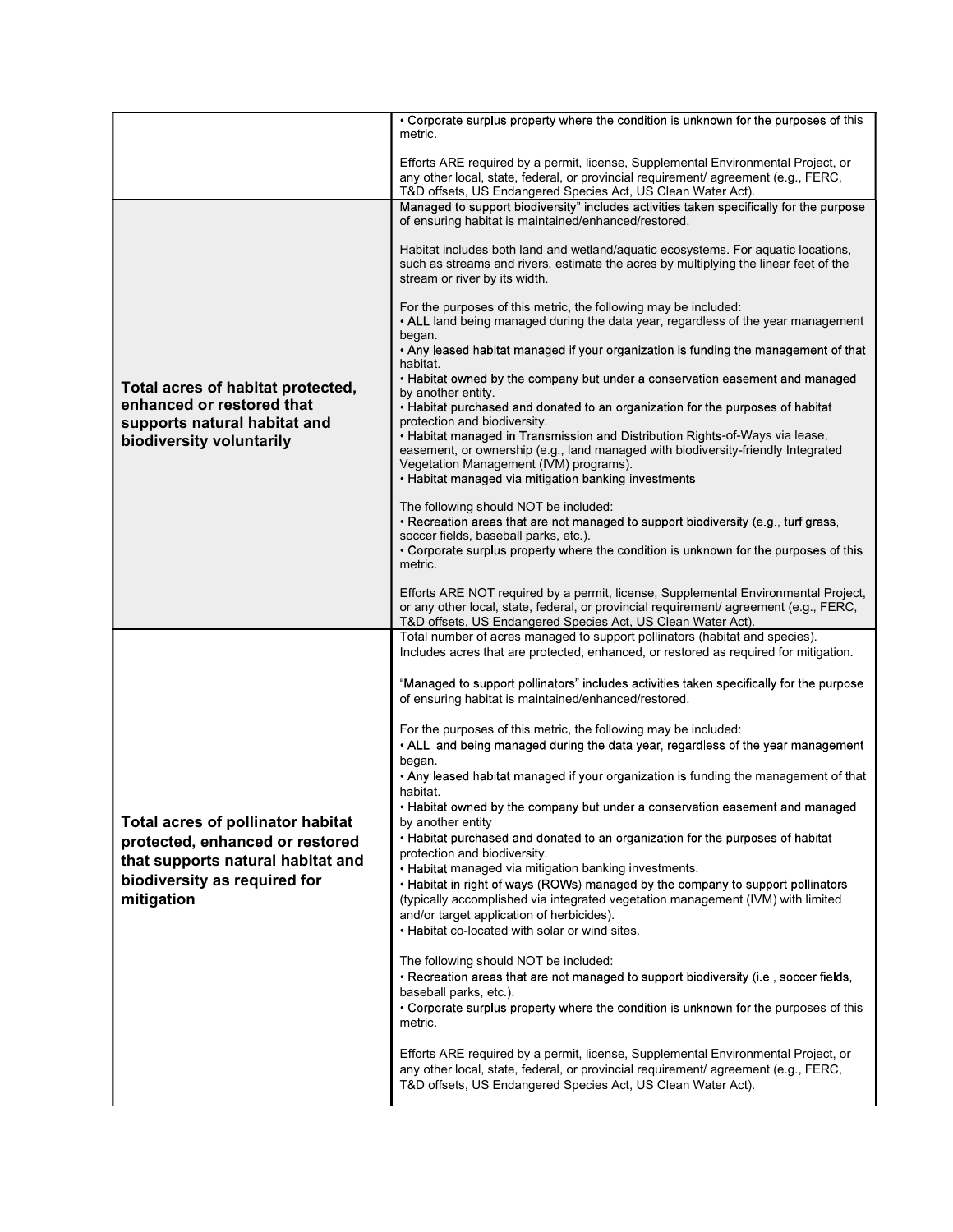| | |
|---|---|
| | • Corporate surplus property where the condition is unknown for the purposes of this metric.<br><br>Efforts ARE required by a permit, license, Supplemental Environmental Project, or any other local, state, federal, or provincial requirement/ agreement (e.g., FERC, T&D offsets, US Endangered Species Act, US Clean Water Act). |
| **Total acres of habitat protected, enhanced or restored that supports natural habitat and biodiversity voluntarily** | Managed to support biodiversity" includes activities taken specifically for the purpose of ensuring habitat is maintained/enhanced/restored.<br><br>Habitat includes both land and wetland/aquatic ecosystems. For aquatic locations, such as streams and rivers, estimate the acres by multiplying the linear feet of the stream or river by its width.<br><br>For the purposes of this metric, the following may be included:<br>• ALL land being managed during the data year, regardless of the year management began.<br>• Any leased habitat managed if your organization is funding the management of that habitat.<br>• Habitat owned by the company but under a conservation easement and managed by another entity.<br>• Habitat purchased and donated to an organization for the purposes of habitat protection and biodiversity.<br>• Habitat managed in Transmission and Distribution Rights-of-Ways via lease, easement, or ownership (e.g., land managed with biodiversity-friendly Integrated Vegetation Management (IVM) programs).<br>• Habitat managed via mitigation banking investments.<br><br>The following should NOT be included:<br>• Recreation areas that are not managed to support biodiversity (e.g., turf grass, soccer fields, baseball parks, etc.).<br>• Corporate surplus property where the condition is unknown for the purposes of this metric.<br><br>Efforts ARE NOT required by a permit, license, Supplemental Environmental Project, or any other local, state, federal, or provincial requirement/ agreement (e.g., FERC, T&D offsets, US Endangered Species Act, US Clean Water Act). |
| **Total acres of pollinator habitat protected, enhanced or restored that supports natural habitat and biodiversity as required for mitigation** | Total number of acres managed to support pollinators (habitat and species). Includes acres that are protected, enhanced, or restored as required for mitigation.<br><br>"Managed to support pollinators" includes activities taken specifically for the purpose of ensuring habitat is maintained/enhanced/restored.<br><br>For the purposes of this metric, the following may be included:<br>• ALL land being managed during the data year, regardless of the year management began.<br>• Any leased habitat managed if your organization is funding the management of that habitat.<br>• Habitat owned by the company but under a conservation easement and managed by another entity<br>• Habitat purchased and donated to an organization for the purposes of habitat protection and biodiversity.<br>• Habitat managed via mitigation banking investments.<br>• Habitat in right of ways (ROWs) managed by the company to support pollinators (typically accomplished via integrated vegetation management (IVM) with limited and/or target application of herbicides).<br>• Habitat co-located with solar or wind sites.<br><br>The following should NOT be included:<br>• Recreation areas that are not managed to support biodiversity (i.e., soccer fields, baseball parks, etc.).<br>• Corporate surplus property where the condition is unknown for the purposes of this metric.<br><br>Efforts ARE required by a permit, license, Supplemental Environmental Project, or any other local, state, federal, or provincial requirement/ agreement (e.g., FERC, T&D offsets, US Endangered Species Act, US Clean Water Act). |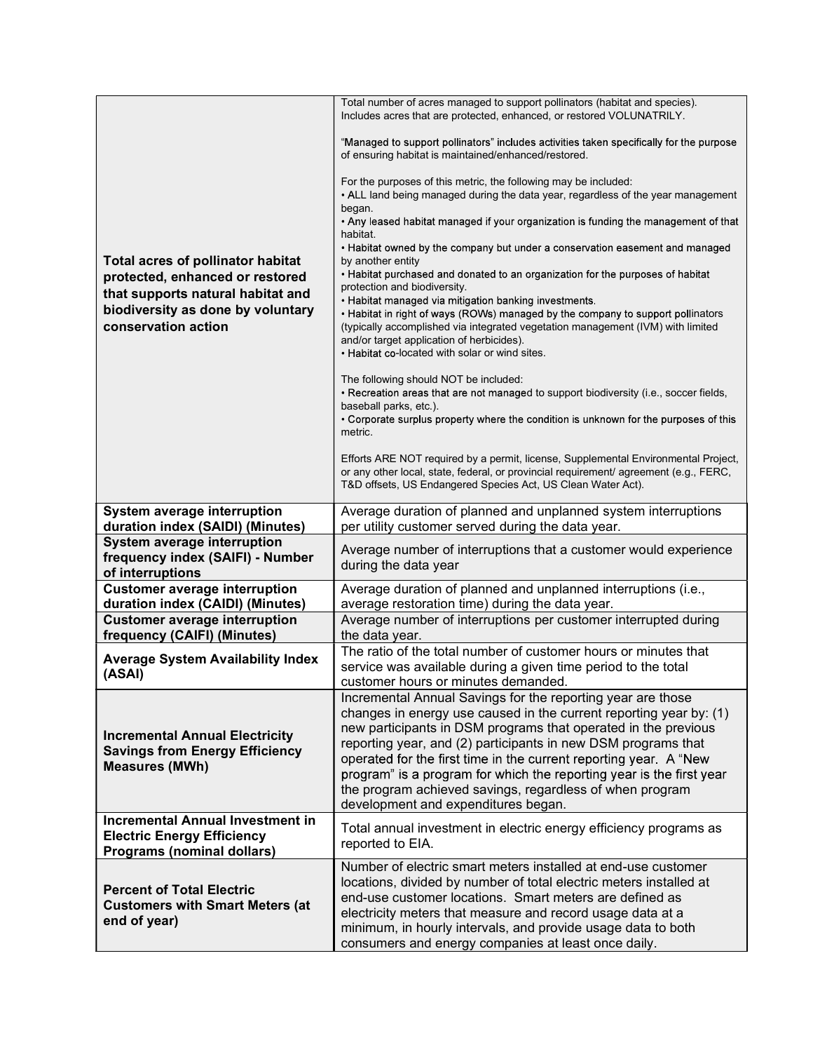| | |
|---|---|
| **Total acres of pollinator habitat protected, enhanced or restored that supports natural habitat and biodiversity as done by voluntary conservation action** | Total number of acres managed to support pollinators (habitat and species). Includes acres that are protected, enhanced, or restored VOLUNATRILY.<br><br>"Managed to support pollinators" includes activities taken specifically for the purpose of ensuring habitat is maintained/enhanced/restored.<br><br>For the purposes of this metric, the following may be included:<br>• ALL land being managed during the data year, regardless of the year management began.<br>• Any leased habitat managed if your organization is funding the management of that habitat.<br>• Habitat owned by the company but under a conservation easement and managed by another entity<br>• Habitat purchased and donated to an organization for the purposes of habitat protection and biodiversity.<br>• Habitat managed via mitigation banking investments.<br>• Habitat in right of ways (ROWs) managed by the company to support pollinators (typically accomplished via integrated vegetation management (IVM) with limited and/or target application of herbicides).<br>• Habitat co-located with solar or wind sites.<br><br>The following should NOT be included:<br>• Recreation areas that are not managed to support biodiversity (i.e., soccer fields, baseball parks, etc.).<br>• Corporate surplus property where the condition is unknown for the purposes of this metric.<br><br>Efforts ARE NOT required by a permit, license, Supplemental Environmental Project, or any other local, state, federal, or provincial requirement/ agreement (e.g., FERC, T&D offsets, US Endangered Species Act, US Clean Water Act). |
| **System average interruption duration index (SAIDI) (Minutes)** | Average duration of planned and unplanned system interruptions per utility customer served during the data year. |
| **System average interruption frequency index (SAIFI) - Number of interruptions** | Average number of interruptions that a customer would experience during the data year |
| **Customer average interruption duration index (CAIDI) (Minutes)** | Average duration of planned and unplanned interruptions (i.e., average restoration time) during the data year. |
| **Customer average interruption frequency (CAIFI) (Minutes)** | Average number of interruptions per customer interrupted during the data year. |
| **Average System Availability Index (ASAI)** | The ratio of the total number of customer hours or minutes that service was available during a given time period to the total customer hours or minutes demanded. |
| **Incremental Annual Electricity Savings from Energy Efficiency Measures (MWh)** | Incremental Annual Savings for the reporting year are those changes in energy use caused in the current reporting year by: (1) new participants in DSM programs that operated in the previous reporting year, and (2) participants in new DSM programs that operated for the first time in the current reporting year. A "New program" is a program for which the reporting year is the first year the program achieved savings, regardless of when program development and expenditures began. |
| **Incremental Annual Investment in Electric Energy Efficiency Programs (nominal dollars)** | Total annual investment in electric energy efficiency programs as reported to EIA. |
| **Percent of Total Electric Customers with Smart Meters (at end of year)** | Number of electric smart meters installed at end-use customer locations, divided by number of total electric meters installed at end-use customer locations. Smart meters are defined as electricity meters that measure and record usage data at a minimum, in hourly intervals, and provide usage data to both consumers and energy companies at least once daily. |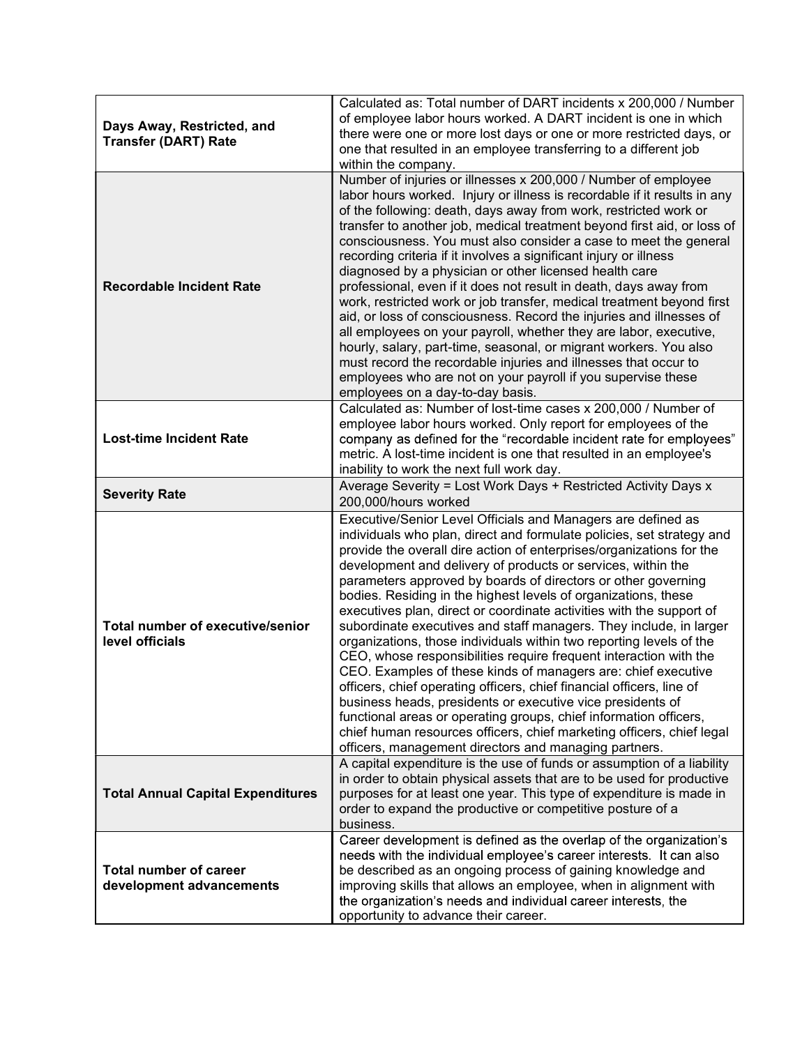| | |
|---|---|
| **Days Away, Restricted, and Transfer (DART) Rate** | Calculated as: Total number of DART incidents x 200,000 / Number of employee labor hours worked. A DART incident is one in which there were one or more lost days or one or more restricted days, or one that resulted in an employee transferring to a different job within the company. |
| **Recordable Incident Rate** | Number of injuries or illnesses x 200,000 / Number of employee labor hours worked. Injury or illness is recordable if it results in any of the following: death, days away from work, restricted work or transfer to another job, medical treatment beyond first aid, or loss of consciousness. You must also consider a case to meet the general recording criteria if it involves a significant injury or illness diagnosed by a physician or other licensed health care professional, even if it does not result in death, days away from work, restricted work or job transfer, medical treatment beyond first aid, or loss of consciousness. Record the injuries and illnesses of all employees on your payroll, whether they are labor, executive, hourly, salary, part-time, seasonal, or migrant workers. You also must record the recordable injuries and illnesses that occur to employees who are not on your payroll if you supervise these employees on a day-to-day basis. |
| **Lost-time Incident Rate** | Calculated as: Number of lost-time cases x 200,000 / Number of employee labor hours worked. Only report for employees of the company as defined for the "recordable incident rate for employees" metric. A lost-time incident is one that resulted in an employee's inability to work the next full work day. |
| **Severity Rate** | Average Severity = Lost Work Days + Restricted Activity Days x 200,000/hours worked |
| **Total number of executive/senior level officials** | Executive/Senior Level Officials and Managers are defined as individuals who plan, direct and formulate policies, set strategy and provide the overall dire action of enterprises/organizations for the development and delivery of products or services, within the parameters approved by boards of directors or other governing bodies. Residing in the highest levels of organizations, these executives plan, direct or coordinate activities with the support of subordinate executives and staff managers. They include, in larger organizations, those individuals within two reporting levels of the CEO, whose responsibilities require frequent interaction with the CEO. Examples of these kinds of managers are: chief executive officers, chief operating officers, chief financial officers, line of business heads, presidents or executive vice presidents of functional areas or operating groups, chief information officers, chief human resources officers, chief marketing officers, chief legal officers, management directors and managing partners. |
| **Total Annual Capital Expenditures** | A capital expenditure is the use of funds or assumption of a liability in order to obtain physical assets that are to be used for productive purposes for at least one year. This type of expenditure is made in order to expand the productive or competitive posture of a business. |
| **Total number of career development advancements** | Career development is defined as the overlap of the organization's needs with the individual employee's career interests. It can also be described as an ongoing process of gaining knowledge and improving skills that allows an employee, when in alignment with the organization's needs and individual career interests, the opportunity to advance their career. |